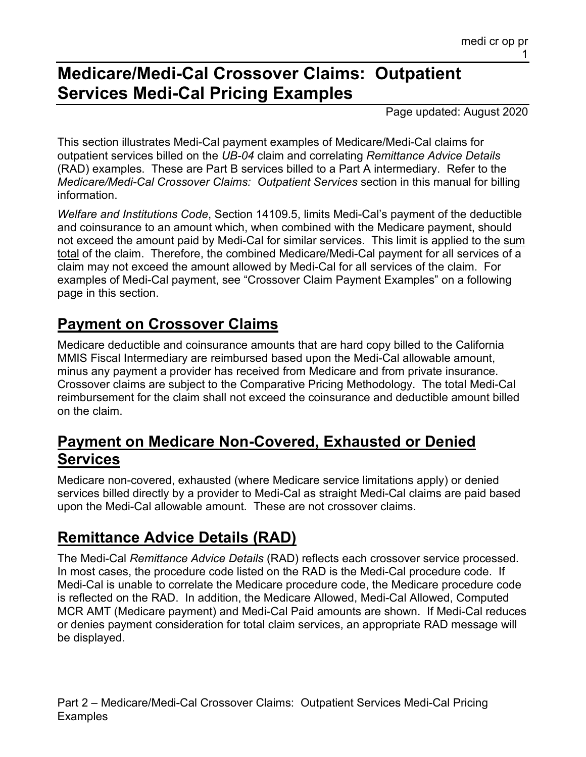# Medicare/Medi-Cal Crossover Claims: Outpatient Services Medi-Cal Pricing Examples

Page updated: August 2020

This section illustrates Medi-Cal payment examples of Medicare/Medi-Cal claims for outpatient services billed on the *UB-04* claim and correlating *Remittance Advice Details* (RAD) examples. These are Part B services billed to a Part A intermediary. Refer to the *Medicare/Medi-Cal Crossover Claims: Outpatient Services* section in this manual for billing information.

*Welfare and Institutions Code*, Section 14109.5, limits Medi-Cal's payment of the deductible and coinsurance to an amount which, when combined with the Medicare payment, should not exceed the amount paid by Medi-Cal for similar services. This limit is applied to the sum total of the claim. Therefore, the combined Medicare/Medi-Cal payment for all services of a claim may not exceed the amount allowed by Medi-Cal for all services of the claim. For examples of Medi-Cal payment, see "Crossover Claim Payment Examples" on a following page in this section.

## Payment on Crossover Claims

Medicare deductible and coinsurance amounts that are hard copy billed to the California MMIS Fiscal Intermediary are reimbursed based upon the Medi-Cal allowable amount, minus any payment a provider has received from Medicare and from private insurance. Crossover claims are subject to the Comparative Pricing Methodology. The total Medi-Cal reimbursement for the claim shall not exceed the coinsurance and deductible amount billed on the claim.

## Payment on Medicare Non-Covered, Exhausted or Denied Services

Medicare non-covered, exhausted (where Medicare service limitations apply) or denied services billed directly by a provider to Medi-Cal as straight Medi-Cal claims are paid based upon the Medi-Cal allowable amount. These are not crossover claims.

## Remittance Advice Details (RAD)

The Medi-Cal *Remittance Advice Details* (RAD) reflects each crossover service processed. In most cases, the procedure code listed on the RAD is the Medi-Cal procedure code. If Medi-Cal is unable to correlate the Medicare procedure code, the Medicare procedure code is reflected on the RAD. In addition, the Medicare Allowed, Medi-Cal Allowed, Computed MCR AMT (Medicare payment) and Medi-Cal Paid amounts are shown. If Medi-Cal reduces or denies payment consideration for total claim services, an appropriate RAD message will be displayed.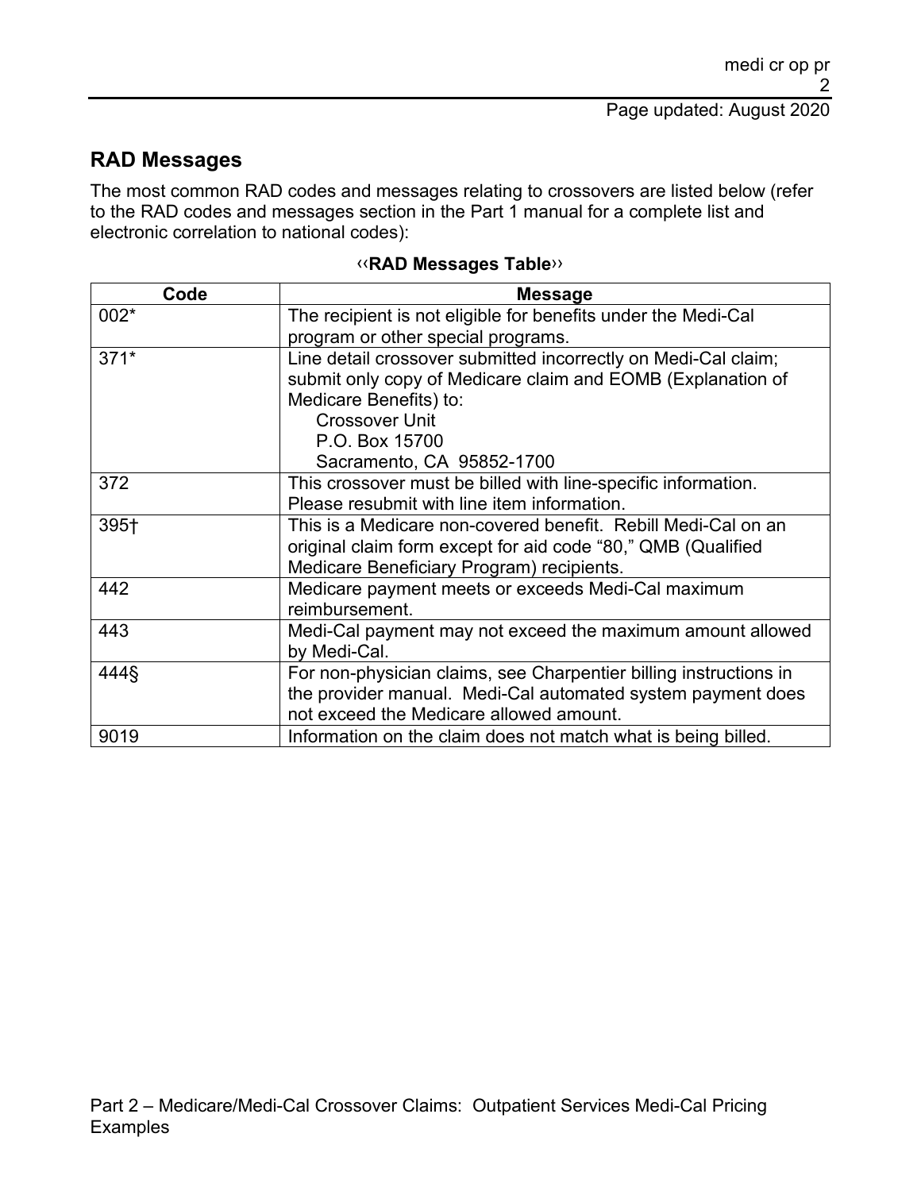## RAD Messages

The most common RAD codes and messages relating to crossovers are listed below (refer to the RAD codes and messages section in the Part 1 manual for a complete list and electronic correlation to national codes):

‹‹**RAD Messages Table**››

| Code | Message |
| --- | --- |
| 002* | The recipient is not eligible for benefits under the Medi-Cal program or other special programs. |
| 371* | Line detail crossover submitted incorrectly on Medi-Cal claim; submit only copy of Medicare claim and EOMB (Explanation of Medicare Benefits) to: Crossover Unit P.O. Box 15700 Sacramento, CA 95852-1700 |
| 372 | This crossover must be billed with line-specific information. Please resubmit with line item information. |
| 395† | This is a Medicare non-covered benefit. Rebill Medi-Cal on an original claim form except for aid code "80," QMB (Qualified Medicare Beneficiary Program) recipients. |
| 442 | Medicare payment meets or exceeds Medi-Cal maximum reimbursement. |
| 443 | Medi-Cal payment may not exceed the maximum amount allowed by Medi-Cal. |
| 444§ | For non-physician claims, see Charpentier billing instructions in the provider manual. Medi-Cal automated system payment does not exceed the Medicare allowed amount. |
| 9019 | Information on the claim does not match what is being billed. |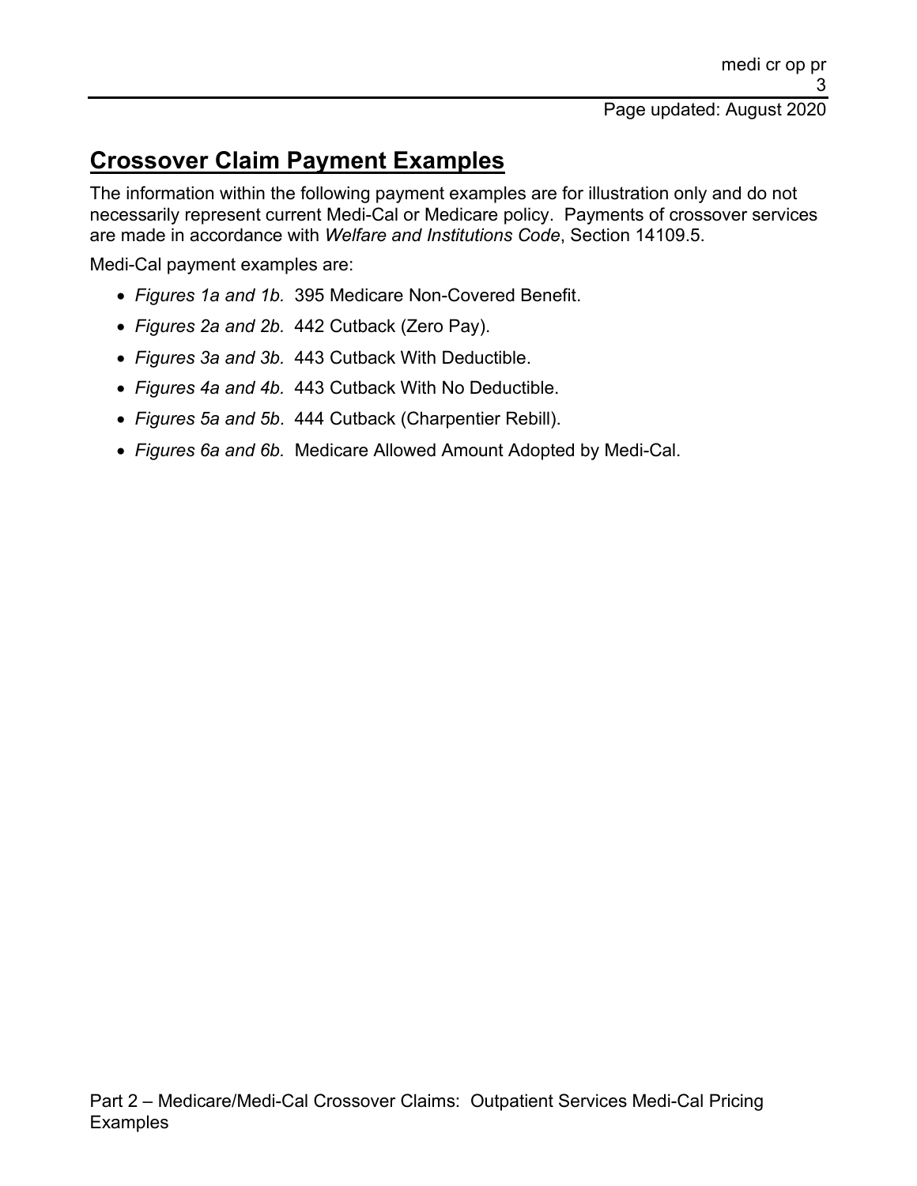## Crossover Claim Payment Examples

The information within the following payment examples are for illustration only and do not necessarily represent current Medi-Cal or Medicare policy. Payments of crossover services are made in accordance with *Welfare and Institutions Code*, Section 14109.5.

Medi-Cal payment examples are:

- *Figures 1a and 1b.* 395 Medicare Non-Covered Benefit.
- *Figures 2a and 2b.* 442 Cutback (Zero Pay).
- *Figures 3a and 3b.* 443 Cutback With Deductible.
- *Figures 4a and 4b.* 443 Cutback With No Deductible.
- *Figures 5a and 5b*. 444 Cutback (Charpentier Rebill).
- *Figures 6a and 6b.* Medicare Allowed Amount Adopted by Medi-Cal.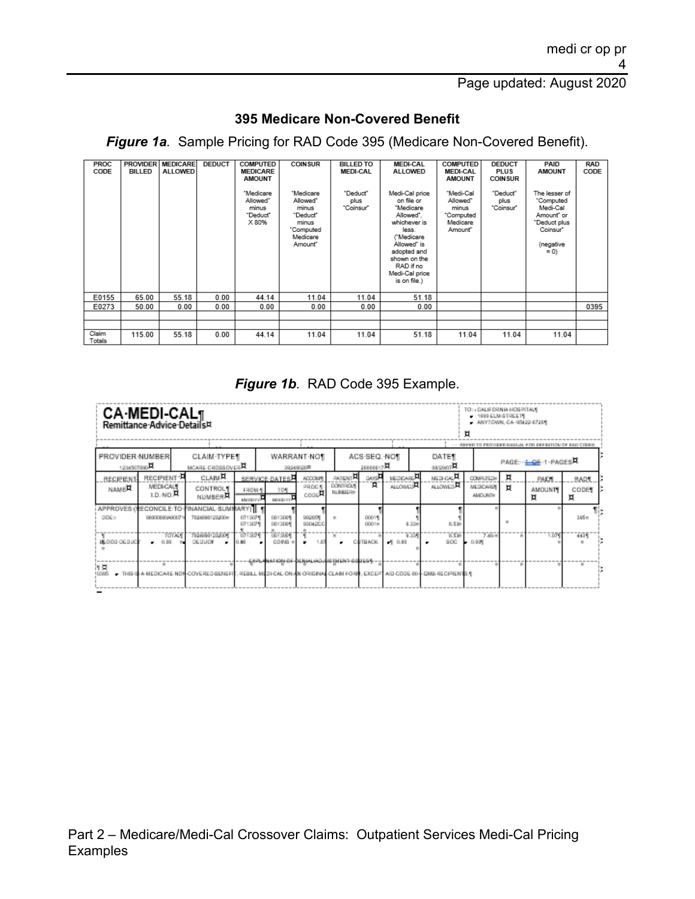## 395 Medicare Non-Covered Benefit

***Figure 1a**. Sample Pricing for RAD Code 395 (Medicare Non-Covered Benefit).*

| PROC CODE | PROVIDER BILLED | MEDICARE ALLOWED | DEDUCT | COMPUTED MEDICARE AMOUNT | COINSUR | BILLED TO MEDI-CAL | MEDI-CAL ALLOWED | COMPUTED MEDI-CAL AMOUNT | DEDUCT PLUS COINSUR | PAID AMOUNT | RAD CODE |
|---|---|---|---|---|---|---|---|---|---|---|---|
| | | | | "Medicare Allowed" minus "Deduct" X 80% | "Medicare Allowed" minus "Deduct" minus "Computed Medicare Amount" | "Deduct" plus "Coinsur" | Medi-Cal price on file or "Medicare Allowed", whichever is less. ("Medicare Allowed" is adopted and shown on the RAD if no Medi-Cal price is on file.) | "Medi-Cal Allowed" minus "Computed Medicare Amount" | "Deduct" plus "Coinsur" | The lesser of "Computed Medi-Cal Amount" or "Deduct plus Coinsur" (negative = 0) | |
| E0155 | 65.00 | 55.18 | 0.00 | 44.14 | 11.04 | 11.04 | 51.18 | | | | |
| E0273 | 50.00 | 0.00 | 0.00 | 0.00 | 0.00 | 0.00 | 0.00 | | | | 0395 |
| | | | | | | | | | | | |
| | | | | | | | | | | | |
| Claim Totals | 115.00 | 55.18 | 0.00 | 44.14 | 11.04 | 11.04 | 51.18 | 11.04 | 11.04 | 11.04 | |

***Figure 1b**. RAD Code 395 Example.*

**CA-MEDI-CAL**
**Remittance Advice Details**

TO: CALIFORNIA HOSPITAL
1000 ELM STREET
ANYTOWN, CA 95422-6726

REFER TO PROVIDER MANUAL FOR DEFINITION OF RAD CODES

| PROVIDER NUMBER | CLAIM TYPE | WARRANT NO | ACS SEQ. NO | DATE | PAGE |
|---|---|---|---|---|---|
| 1234567890 | MCARE CROSSOVER | 39246002 | 20000017 | 08/29/07 | 1 OF 1 PAGES |

| RECIPIENT NAME | RECIPIENT MEDI-CAL I.D. NO. | CLAIM CONTROL NUMBER | SERVICE DATES FROM MMDDYY | SERVICE DATES TO MMDDYY | ACCOM PROC CODE | PATIENT CONTROL NUMBER | DAYS | MEDICARE ALLOWED | MEDI-CAL ALLOWED | COMPUTED MEDICARE AMOUNT | | PAID AMOUNT | RAD CODE |
|---|---|---|---|---|---|---|---|---|---|---|---|---|---|
| APPROVES (RECONCILE TO FINANCIAL SUMMARY) | | | | | | | | | | | | | |
| DOE | 90000000A90007 | 7024000123200 | 071307 / 071307 | 081306 / 081306 | 99285 / 93042CC | | 0001 / 0001 | 9.33 | 8.53 | | | | 395 |
| BLOOD DEDUCT 0.00 | TOTAL DEDUCT 0.00 | 7024000123200 DEDUCT 0.00 | 071307 | 081306 COINS 1.87 | | CUTBACK 0.00 | 9.33 | 8.53 SOC 0.00 | 7.46 | | | 1.07 | 443 |

EXPLANATION OF DENIAL/ADJUSTMENT CODES

0395 THIS IS A MEDICARE NON-COVERED BENEFIT, REBILL MEDI-CAL ON AN ORIGINAL CLAIM FORM, EXCEPT AID CODE 80 - QMB RECIPIENTS.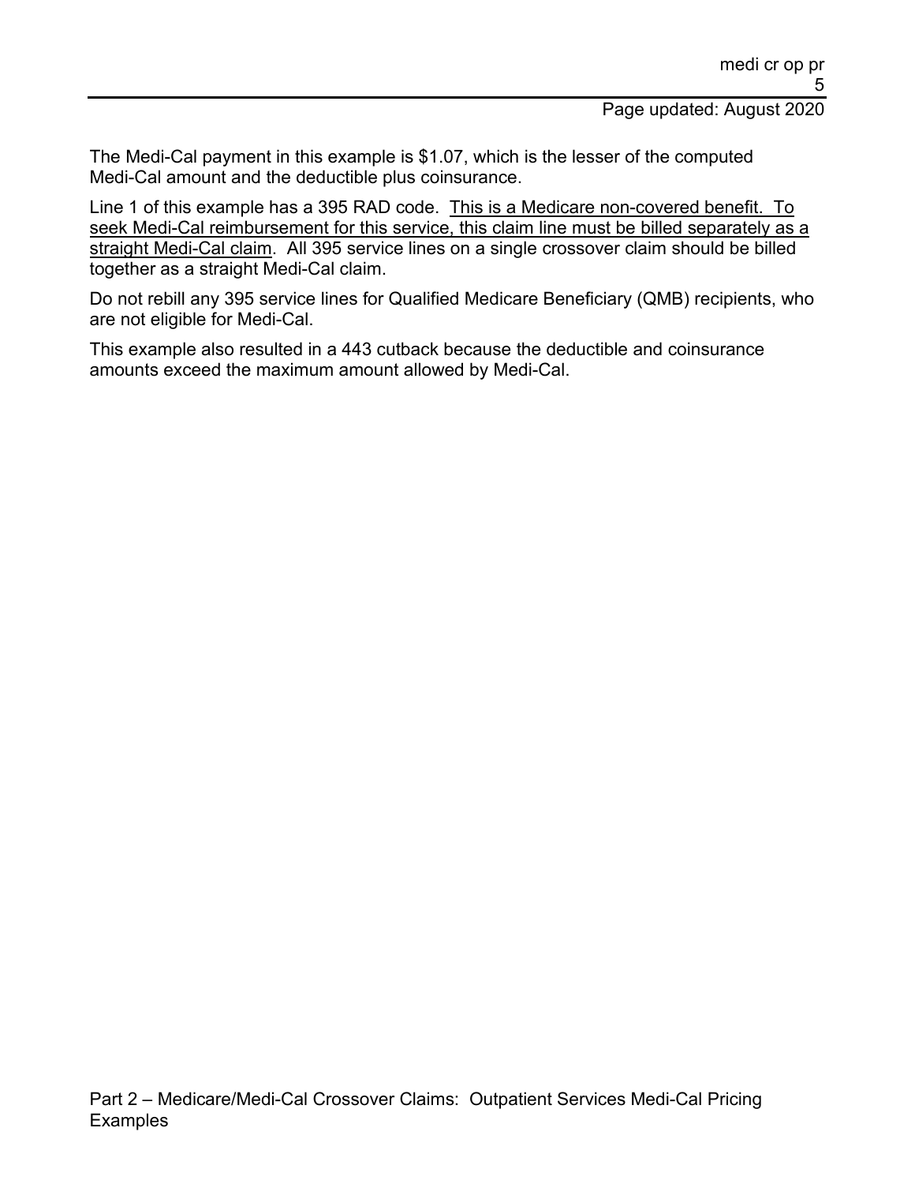The Medi-Cal payment in this example is $1.07, which is the lesser of the computed Medi-Cal amount and the deductible plus coinsurance.

Line 1 of this example has a 395 RAD code. <u>This is a Medicare non-covered benefit. To seek Medi-Cal reimbursement for this service, this claim line must be billed separately as a straight Medi-Cal claim</u>. All 395 service lines on a single crossover claim should be billed together as a straight Medi-Cal claim.

Do not rebill any 395 service lines for Qualified Medicare Beneficiary (QMB) recipients, who are not eligible for Medi-Cal.

This example also resulted in a 443 cutback because the deductible and coinsurance amounts exceed the maximum amount allowed by Medi-Cal.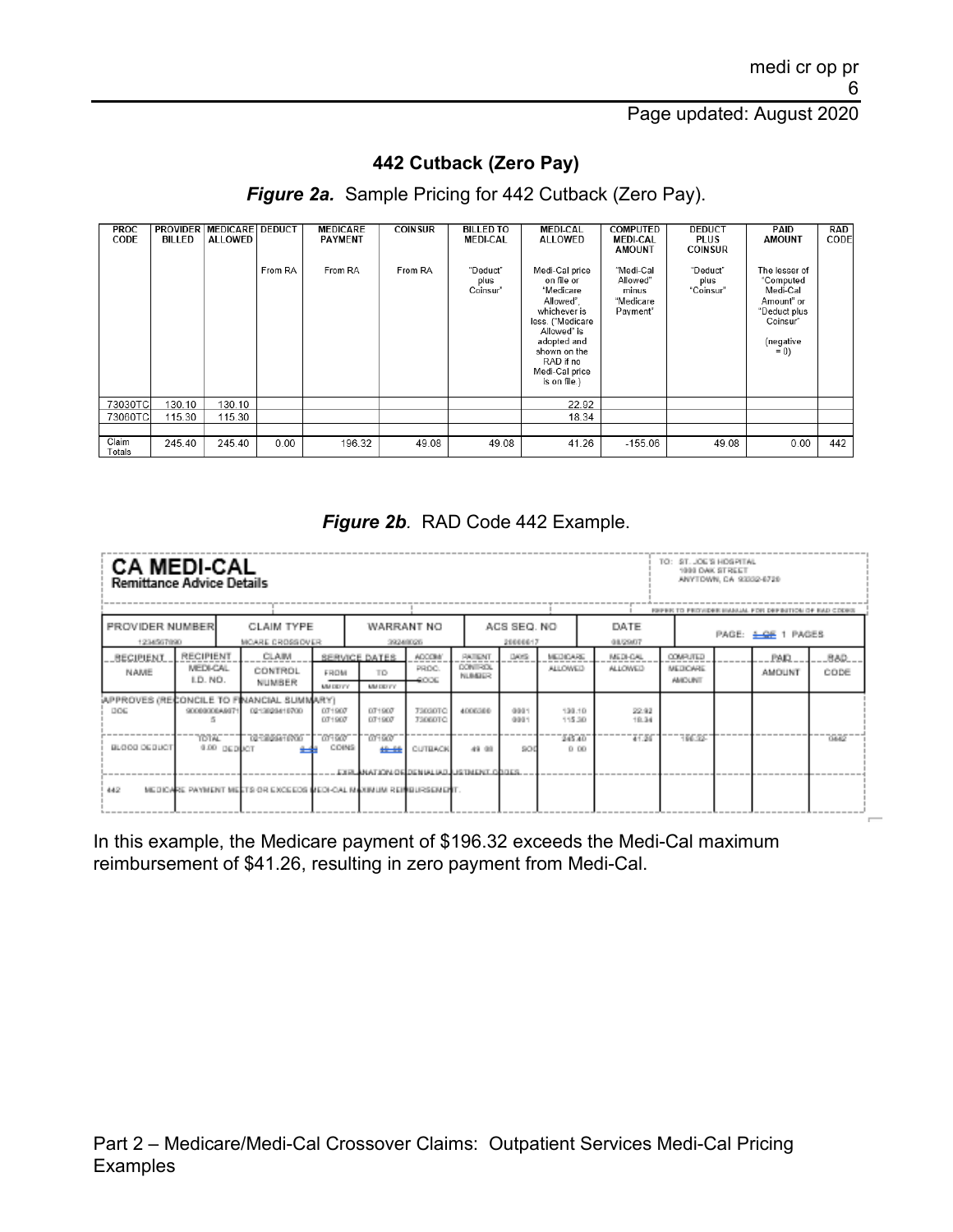## 442 Cutback (Zero Pay)

***Figure 2a.*** Sample Pricing for 442 Cutback (Zero Pay).

| PROC CODE | PROVIDER BILLED | MEDICARE ALLOWED | DEDUCT | MEDICARE PAYMENT | COINSUR | BILLED TO MEDI-CAL | MEDI-CAL ALLOWED | COMPUTED MEDI-CAL AMOUNT | DEDUCT PLUS COINSUR | PAID AMOUNT | RAD CODE |
|---|---|---|---|---|---|---|---|---|---|---|---|
| | | | From RA | From RA | From RA | "Deduct" plus Coinsur" | Medi-Cal price on file or "Medicare Allowed", whichever is less. ("Medicare Allowed" is adopted and shown on the RAD if no Medi-Cal price is on file.) | "Medi-Cal Allowed" minus "Medicare Payment" | "Deduct" plus "Coinsur" | The lesser of "Computed Medi-Cal Amount" or "Deduct plus Coinsur" (negative = 0) | |
| 73030TC | 130.10 | 130.10 | | | | | 22.92 | | | | |
| 73060TC | 115.30 | 115.30 | | | | | 18.34 | | | | |
| | | | | | | | | | | | |
| Claim Totals | 245.40 | 245.40 | 0.00 | 196.32 | 49.08 | 49.08 | 41.26 | -155.06 | 49.08 | 0.00 | 442 |

***Figure 2b.*** RAD Code 442 Example.

**CA MEDI-CAL**
**Remittance Advice Details**

TO: ST. JOE'S HOSPITAL
1000 OAK STREET
ANYTOWN, CA 93332-6720

REFER TO PROVIDER MANUAL FOR DEFINITION OF RAD CODES

| PROVIDER NUMBER | CLAIM TYPE | WARRANT NO | ACS SEQ. NO | DATE | PAGE: 1 OF 1 PAGES |
|---|---|---|---|---|---|
| 1234567890 | MCARE CROSSOVER | 39248026 | 20000017 | 08/29/07 | |

| RECIPIENT NAME | RECIPIENT MEDI-CAL I.D. NO. | CLAIM CONTROL NUMBER | SERVICE DATES FROM MM DD YY | SERVICE DATES TO MM DD YY | ACCOM/ PROC. CODE | PATIENT CONTROL NUMBER | DAYS | MEDICARE ALLOWED | MEDI-CAL ALLOWED | COMPUTED MEDICARE AMOUNT | | PAID AMOUNT | RAD CODE |
|---|---|---|---|---|---|---|---|---|---|---|---|---|---|
| APPROVES (RECONCILE TO FINANCIAL SUMMARY) | | | | | | | | | | | | | |
| DOE | 90000000A9871 5 | 021382841670 | 071907 071907 | 071907 071907 | 73030TC 73060TC | 4006380 | 0001 0001 | 130.10 115.30 | 22.92 18.34 | | | | |
| BLOOD DEDUCT | TOTAL 0.00 | DEDUCT 0.00 | COINS 49.08 | | CUTBACK 49.08 | | SOC | 245.40 0.00 | 41.26 | 196.32- | | | 0442 |

EXPLANATION OF DENIAL/ADJUSTMENT CODES

442 MEDICARE PAYMENT MEETS OR EXCEEDS MEDI-CAL MAXIMUM REIMBURSEMENT.

In this example, the Medicare payment of $196.32 exceeds the Medi-Cal maximum reimbursement of $41.26, resulting in zero payment from Medi-Cal.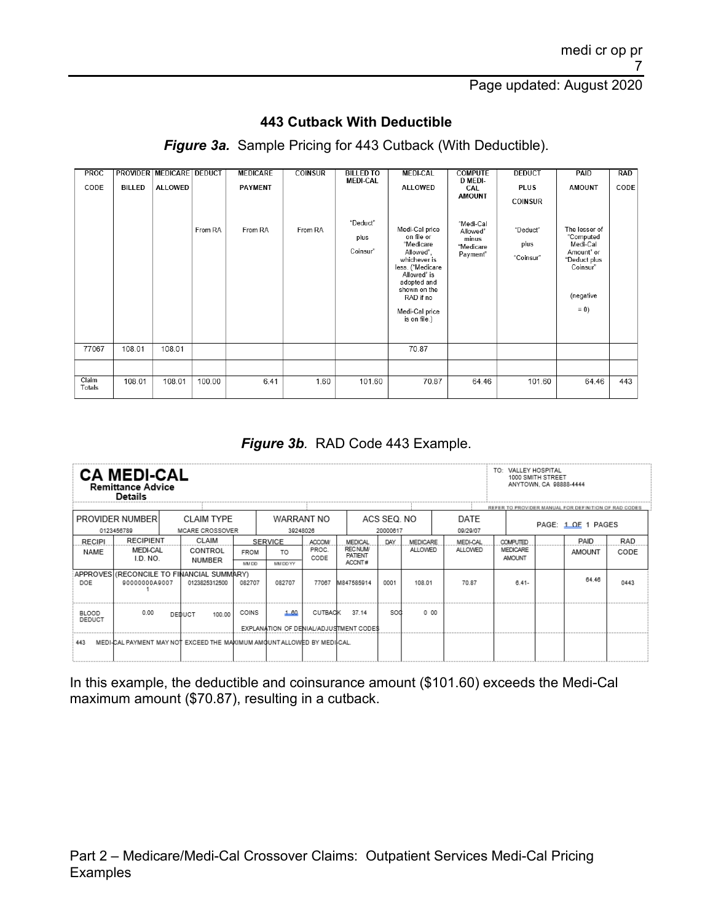## 443 Cutback With Deductible

***Figure 3a.*** Sample Pricing for 443 Cutback (With Deductible).

| PROC CODE | PROVIDER BILLED | MEDICARE ALLOWED | DEDUCT | MEDICARE PAYMENT | COINSUR | BILLED TO MEDI-CAL | MEDI-CAL ALLOWED | COMPUTED MEDI-CAL AMOUNT | DEDUCT PLUS COINSUR | PAID AMOUNT | RAD CODE |
|---|---|---|---|---|---|---|---|---|---|---|---|
| | | | From RA | From RA | From RA | "Deduct" plus Coinsur" | Medi-Cal price on file or "Medicare Allowed", whichever is less. ("Medicare Allowed" is adopted and shown on the RAD if no Medi-Cal price is on file.) | "Medi-Cal Allowed" minus "Medicare Payment" | "Deduct" plus "Coinsur" | The lesser of "Computed Medi-Cal Amount" or "Deduct plus Coinsur" (negative = 0) | |
| 77067 | 108.01 | 108.01 | | | | | 70.87 | | | | |
| | | | | | | | | | | | |
| Claim Totals | 108.01 | 108.01 | 100.00 | 6.41 | 1.60 | 101.60 | 70.87 | 64.46 | 101.60 | 64.46 | 443 |

***Figure 3b.*** RAD Code 443 Example.

**CA MEDI-CAL**
**Remittance Advice Details**

TO: VALLEY HOSPITAL
1000 SMITH STREET
ANYTOWN, CA 98888-4444

REFER TO PROVIDER MANUAL FOR DEFINITION OF RAD CODES

| PROVIDER NUMBER | CLAIM TYPE | WARRANT NO | ACS SEQ. NO | DATE | PAGE |
|---|---|---|---|---|---|
| 0123456789 | MCARE CROSSOVER | 39248026 | 20000617 | 09/29/07 | 1 OF 1 PAGES |

| RECIPI NAME | RECIPIENT MEDI-CAL I.D. NO. | CLAIM CONTROL NUMBER | SERVICE FROM MM DD | SERVICE TO MM DD YY | ACCOM/ PROC. CODE | MEDICAL REC NUM/ PATIENT ACCNT # | DAY | MEDICARE ALLOWED | MEDI-CAL ALLOWED | COMPUTED MEDICARE AMOUNT | PAID AMOUNT | RAD CODE |
|---|---|---|---|---|---|---|---|---|---|---|---|---|
| APPROVES (RECONCILE TO FINANCIAL SUMMARY) | | | | | | | | | | | | |
| DOE | 90000000A90071 | 0123825312500 | 082707 | 082707 | 77067 | M847585914 | 0001 | 108.01 | 70.87 | 6.41- | 64.46 | 0443 |
| BLOOD DEDUCT | 0.00 | DEDUCT 100.00 | COINS | 1.60 | CUTBACK | 37.14 | SOC | 0.00 | | | | |

EXPLANATION OF DENIAL/ADJUSTMENT CODES

443 MEDI-CAL PAYMENT MAY NOT EXCEED THE MAXIMUM AMOUNT ALLOWED BY MEDI-CAL.

In this example, the deductible and coinsurance amount ($101.60) exceeds the Medi-Cal maximum amount ($70.87), resulting in a cutback.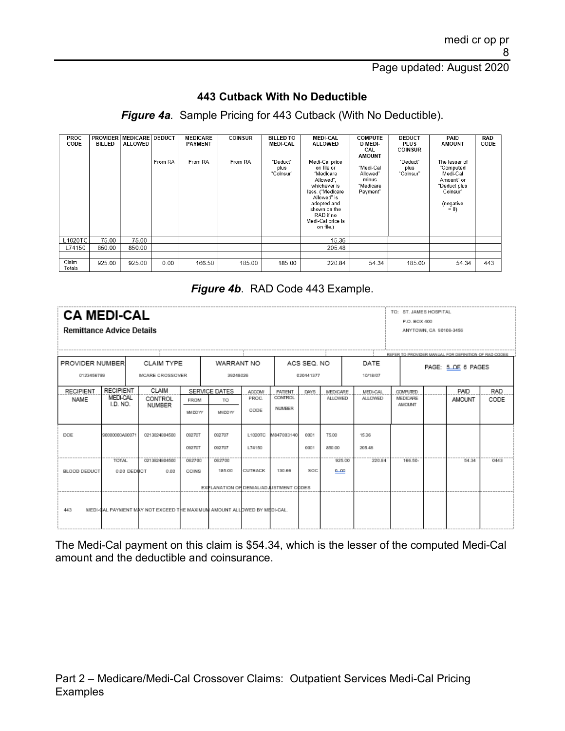## 443 Cutback With No Deductible

***Figure 4a***. Sample Pricing for 443 Cutback (With No Deductible).

| PROC CODE | PROVIDER BILLED | MEDICARE ALLOWED | DEDUCT | MEDICARE PAYMENT | COINSUR | BILLED TO MEDI-CAL | MEDI-CAL ALLOWED | COMPUTED MEDI-CAL AMOUNT | DEDUCT PLUS COINSUR | PAID AMOUNT | RAD CODE |
|---|---|---|---|---|---|---|---|---|---|---|---|
| | | | From RA | From RA | From RA | "Deduct" plus "Coinsur" | Medi-Cal price on file or "Medicare Allowed", whichever is less. ("Medicare Allowed" is adopted and shown on the RAD if no Medi-Cal price is on file.) | "Medi-Cal Allowed" minus "Medicare Payment" | "Deduct" plus "Coinsur" | The lesser of "Computed Medi-Cal Amount" or "Deduct plus Coinsur" (negative = 0) | |
| L1020TC | 75.00 | 75.00 | | | | | 15.36 | | | | |
| L74150 | 850.00 | 850.00 | | | | | 205.48 | | | | |
| | | | | | | | | | | | |
| Claim Totals | 925.00 | 925.00 | 0.00 | 166.50 | 185.00 | 185.00 | 220.84 | 54.34 | 185.00 | 54.34 | 443 |

***Figure 4b***. RAD Code 443 Example.

**CA MEDI-CAL**
**Remittance Advice Details**

TO: ST. JAMES HOSPITAL
P.O. BOX 400
ANYTOWN, CA 90108-3456

REFER TO PROVIDER MANUAL FOR DEFINITION OF RAD CODES

| PROVIDER NUMBER | CLAIM TYPE | WARRANT NO | ACS SEQ. NO | DATE | PAGE: 5 OF 6 PAGES |
|---|---|---|---|---|---|
| 0123456789 | MCARE CROSSOVER | 39248026 | 020441377 | 10/18/07 | |

| RECIPIENT NAME | RECIPIENT MEDI-CAL I.D. NO. | CLAIM CONTROL NUMBER | SERVICE DATES FROM MMDDYY | SERVICE DATES TO MMDDYY | ACCOM/ PROC. CODE | PATIENT CONTROL NUMBER | DAYS | MEDICARE ALLOWED | MEDI-CAL ALLOWED | COMPUTED MEDICARE AMOUNT | | PAID AMOUNT | RAD CODE |
|---|---|---|---|---|---|---|---|---|---|---|---|---|---|
| DOE | 90000000A90071 | 0213824804500 | 092707 | 092707 | L1020TC | M847003140 | 0001 | 75.00 | 15.36 | | | | |
| | | | 092707 | 092707 | L74150 | | 0001 | 850.00 | 205.48 | | | | |
| | TOTAL | 0213824804500 | 092700 | 092700 | | | | 925.00 | 220.84 | 166.50- | | 54.34 | 0443 |
| BLOOD DEDUCT | 0.00 DEDUCT | 0.00 | COINS | 185.00 | CUTBACK | 130.66 | SOC | 0.00 | | | | | |

EXPLANATION OF DENIAL/ADJUSTMENT CODES

443 MEDI-CAL PAYMENT MAY NOT EXCEED THE MAXIMUM AMOUNT ALLOWED BY MEDI-CAL.

The Medi-Cal payment on this claim is $54.34, which is the lesser of the computed Medi-Cal amount and the deductible and coinsurance.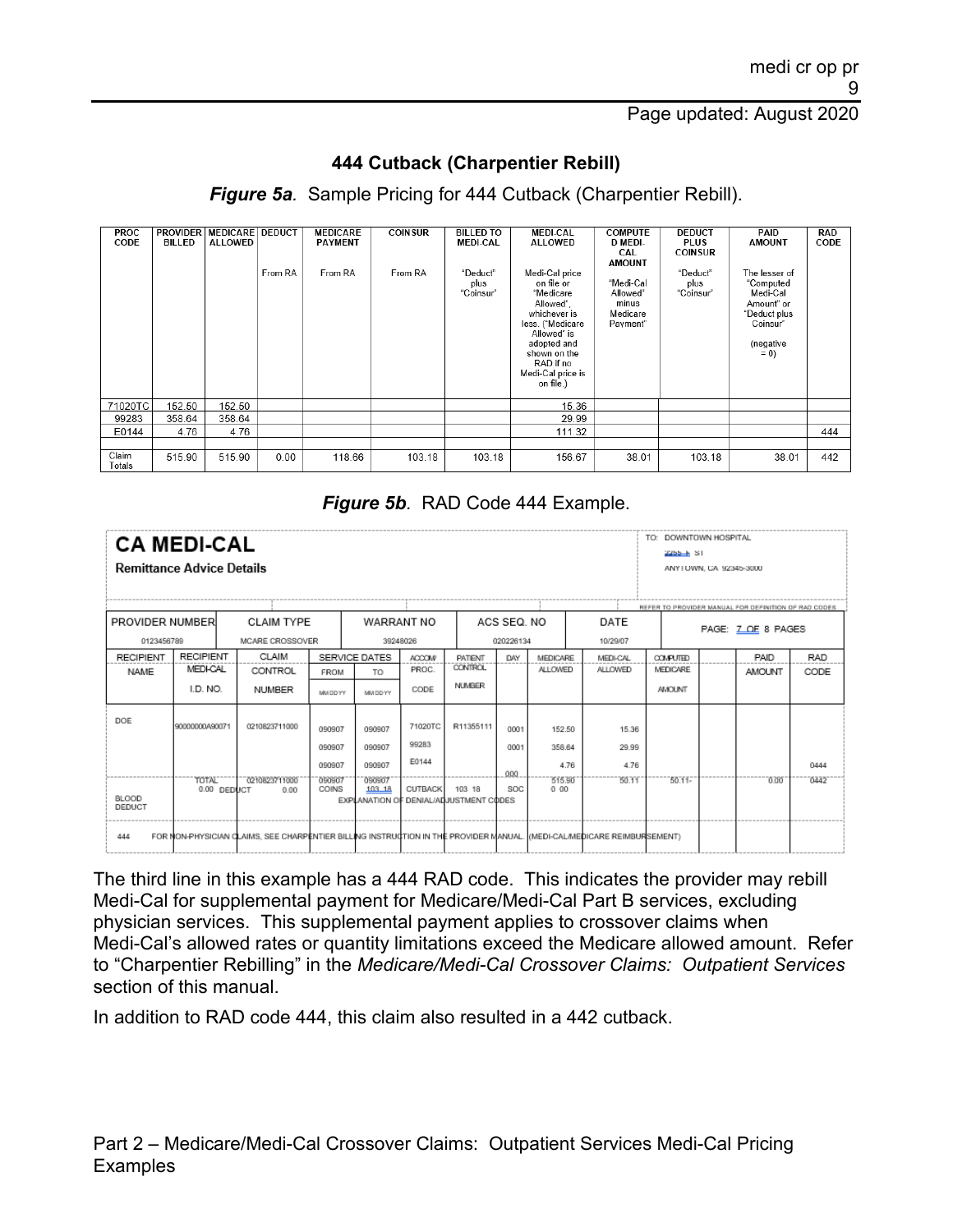## 444 Cutback (Charpentier Rebill)

***Figure 5a**. Sample Pricing for 444 Cutback (Charpentier Rebill).*

| PROC CODE | PROVIDER BILLED | MEDICARE ALLOWED | DEDUCT | MEDICARE PAYMENT | COINSUR | BILLED TO MEDI-CAL | MEDI-CAL ALLOWED | COMPUTED MEDI-CAL AMOUNT | DEDUCT PLUS COINSUR | PAID AMOUNT | RAD CODE |
|---|---|---|---|---|---|---|---|---|---|---|---|
| | | | From RA | From RA | From RA | "Deduct" plus "Coinsur" | Medi-Cal price on file or "Medicare Allowed", whichever is less. ("Medicare Allowed" is adopted and shown on the RAD if no Medi-Cal price is on file.) | "Medi-Cal Allowed" minus Medicare Payment" | "Deduct" plus "Coinsur" | The lesser of "Computed Medi-Cal Amount" or "Deduct plus Coinsur" (negative = 0) | |
| 71020TC | 152.50 | 152.50 | | | | | 15.36 | | | | |
| 99283 | 358.64 | 358.64 | | | | | 29.99 | | | | |
| E0144 | 4.76 | 4.76 | | | | | 111.32 | | | | 444 |
| | | | | | | | | | | | |
| Claim Totals | 515.90 | 515.90 | 0.00 | 118.66 | 103.18 | 103.18 | 156.67 | 38.01 | 103.18 | 38.01 | 442 |

***Figure 5b**. RAD Code 444 Example.*

**CA MEDI-CAL**
**Remittance Advice Details**

TO: DOWNTOWN HOSPITAL
2255 L ST
ANYTOWN, CA 92345-3000

REFER TO PROVIDER MANUAL FOR DEFINITION OF RAD CODES

| PROVIDER NUMBER | CLAIM TYPE | WARRANT NO | ACS SEQ. NO | DATE | PAGE: 7 OF 8 PAGES |
|---|---|---|---|---|---|
| 0123456789 | MCARE CROSSOVER | 39248026 | 020226134 | 10/29/07 | |

| RECIPIENT NAME | RECIPIENT MEDI-CAL I.D. NO. | CLAIM CONTROL NUMBER | SERVICE DATES FROM MMDDYY | SERVICE DATES TO MMDDYY | ACCOM/ PROC. CODE | PATIENT CONTROL NUMBER | DAY | MEDICARE ALLOWED | MEDI-CAL ALLOWED | COMPUTED MEDICARE AMOUNT | | PAID AMOUNT | RAD CODE |
|---|---|---|---|---|---|---|---|---|---|---|---|---|---|
| DOE | 90000000A90071 | 0210823711000 | 090907 | 090907 | 71020TC | R11355111 | 0001 | 152.50 | 15.36 | | | | |
| | | | 090907 | 090907 | 99283 | | 0001 | 358.64 | 29.99 | | | | |
| | | | 090907 | 090907 | E0144 | | 000 | 4.76 | 4.76 | | | | 0444 |
| | TOTAL 0.00 | 0210823711000 DEDUCT 0.00 | 090907 COINS | 090907 103.18 | CUTBACK | 103.18 | SOC | 515.90 0.00 | 50.11 | 50.11- | | 0.00 | 0442 |
| BLOOD DEDUCT | | | | EXPLANATION OF DENIAL/ADJUSTMENT CODES | | | | | | | | | |
| 444 | FOR NON-PHYSICIAN CLAIMS, SEE CHARPENTIER BILLING INSTRUCTION IN THE PROVIDER MANUAL. (MEDI-CAL/MEDICARE REIMBURSEMENT) | | | | | | | | | | | | |

The third line in this example has a 444 RAD code. This indicates the provider may rebill Medi-Cal for supplemental payment for Medicare/Medi-Cal Part B services, excluding physician services. This supplemental payment applies to crossover claims when Medi-Cal's allowed rates or quantity limitations exceed the Medicare allowed amount. Refer to "Charpentier Rebilling" in the *Medicare/Medi-Cal Crossover Claims: Outpatient Services* section of this manual.

In addition to RAD code 444, this claim also resulted in a 442 cutback.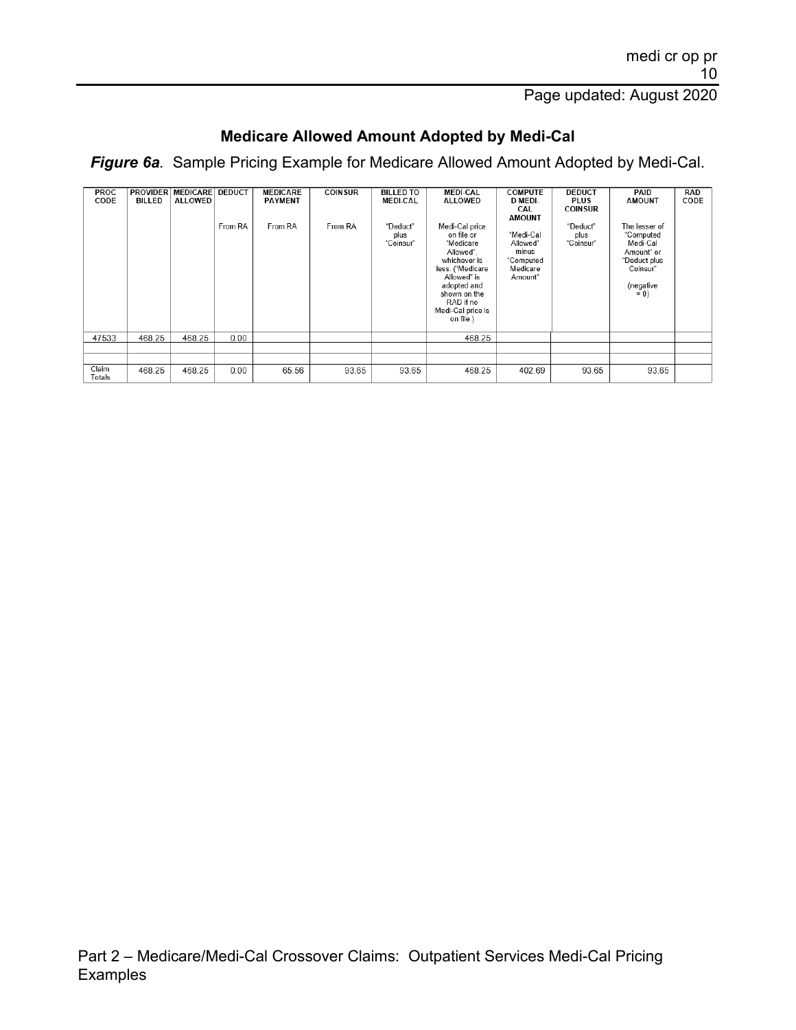## Medicare Allowed Amount Adopted by Medi-Cal

***Figure 6a**.* Sample Pricing Example for Medicare Allowed Amount Adopted by Medi-Cal.

| PROC CODE | PROVIDER BILLED | MEDICARE ALLOWED | DEDUCT | MEDICARE PAYMENT | COINSUR | BILLED TO MEDI-CAL | MEDI-CAL ALLOWED | COMPUTED MEDI-CAL AMOUNT | DEDUCT PLUS COINSUR | PAID AMOUNT | RAD CODE |
|---|---|---|---|---|---|---|---|---|---|---|---|
| | | | From RA | From RA | From RA | "Deduct" plus "Coinsur" | Medi-Cal price on file or "Medicare Allowed", whichever is less. ("Medicare Allowed" is adopted and shown on the RAD if no Medi-Cal price is on file.) | "Medi-Cal Allowed" minus "Computed Medicare Amount" | "Deduct" plus "Coinsur" | The lesser of "Computed Medi-Cal Amount" or "Deduct plus Coinsur" (negative = 0) | |
| 47533 | 468.25 | 468.25 | 0.00 | | | | 468.25 | | | | |
| | | | | | | | | | | | |
| | | | | | | | | | | | |
| Claim Totals | 468.25 | 468.25 | 0.00 | 65.56 | 93.65 | 93.65 | 468.25 | 402.69 | 93.65 | 93.65 | |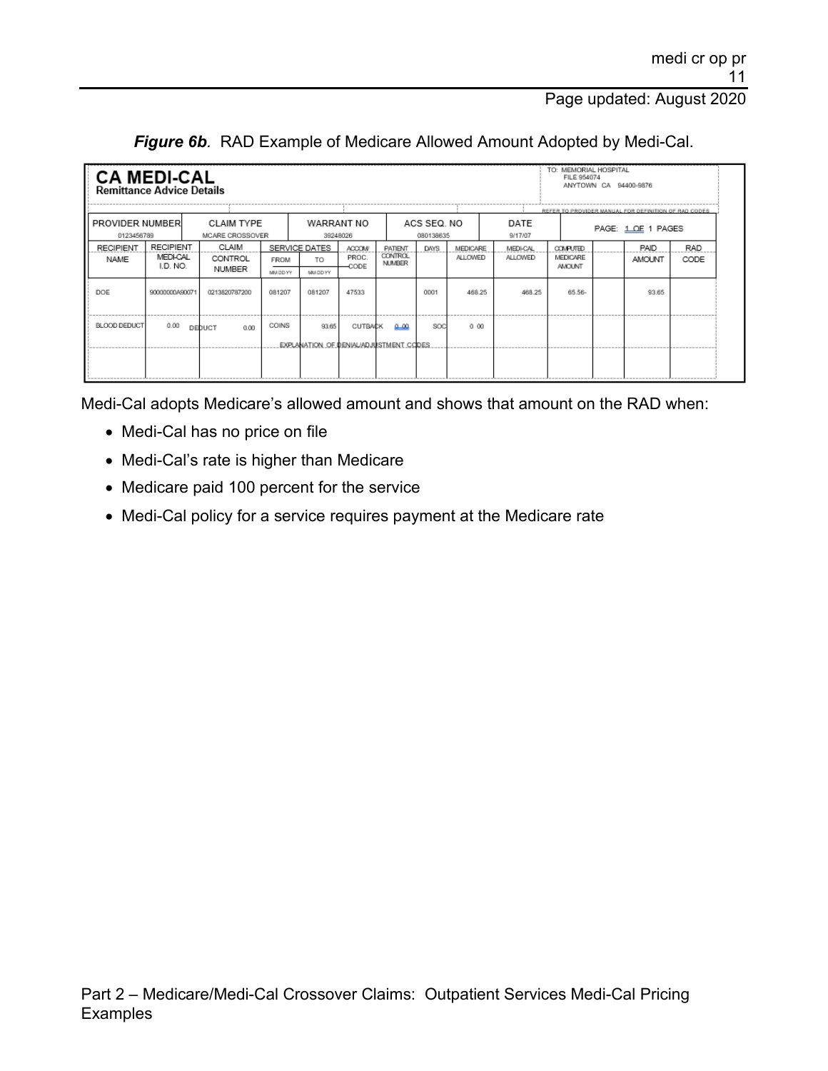*Figure 6b*. RAD Example of Medicare Allowed Amount Adopted by Medi-Cal.

**CA MEDI-CAL**
**Remittance Advice Details**

TO: MEMORIAL HOSPITAL
FILE 954074
ANYTOWN CA 94400-9876

REFER TO PROVIDER MANUAL FOR DEFINITION OF RAD CODES

| PROVIDER NUMBER | CLAIM TYPE | WARRANT NO | ACS SEQ. NO | DATE | PAGE: 1 OF 1 PAGES |
|---|---|---|---|---|---|
| 0123456789 | MCARE CROSSOVER | 39248026 | 080138635 | 9/17/07 | |

| RECIPIENT NAME | RECIPIENT MEDI-CAL I.D. NO. | CLAIM CONTROL NUMBER | SERVICE DATES FROM MMDDYY | SERVICE DATES TO MMDDYY | ACCOM/ PROC. CODE | PATIENT CONTROL NUMBER | DAYS | MEDICARE ALLOWED | MEDI-CAL ALLOWED | COMPUTED MEDICARE AMOUNT | | PAID AMOUNT | RAD CODE |
|---|---|---|---|---|---|---|---|---|---|---|---|---|---|
| DOE | 90000000A90071 | 0213820787200 | 081207 | 081207 | 47533 | | 0001 | 468.25 | 468.25 | 65.56- | | 93.65 | |
| BLOOD DEDUCT 0.00 | | DEDUCT 0.00 | COINS | 93.65 | CUTBACK | 0.00 | SOC | 0 00 | | | | | |
| | | | EXPLANATION OF DENIAL/ADJUSTMENT CODES | | | | | | | | | | |

Medi-Cal adopts Medicare's allowed amount and shows that amount on the RAD when:

- Medi-Cal has no price on file
- Medi-Cal's rate is higher than Medicare
- Medicare paid 100 percent for the service
- Medi-Cal policy for a service requires payment at the Medicare rate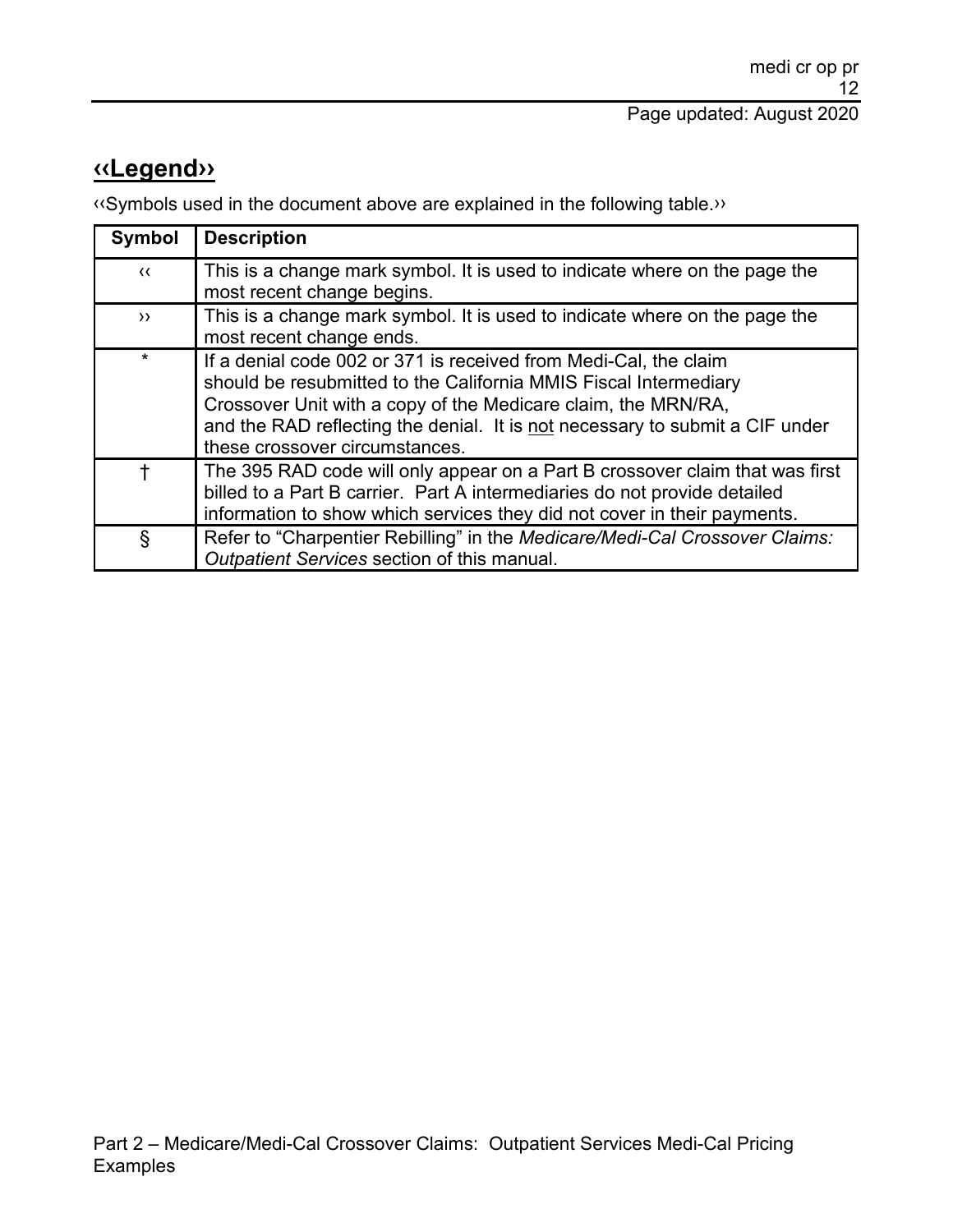## ‹‹Legend››

‹‹Symbols used in the document above are explained in the following table.››

| Symbol | Description |
| --- | --- |
| ‹‹ | This is a change mark symbol. It is used to indicate where on the page the most recent change begins. |
| ›› | This is a change mark symbol. It is used to indicate where on the page the most recent change ends. |
| * | If a denial code 002 or 371 is received from Medi-Cal, the claim should be resubmitted to the California MMIS Fiscal Intermediary Crossover Unit with a copy of the Medicare claim, the MRN/RA, and the RAD reflecting the denial. It is not necessary to submit a CIF under these crossover circumstances. |
| † | The 395 RAD code will only appear on a Part B crossover claim that was first billed to a Part B carrier. Part A intermediaries do not provide detailed information to show which services they did not cover in their payments. |
| § | Refer to "Charpentier Rebilling" in the *Medicare/Medi-Cal Crossover Claims: Outpatient Services* section of this manual. |